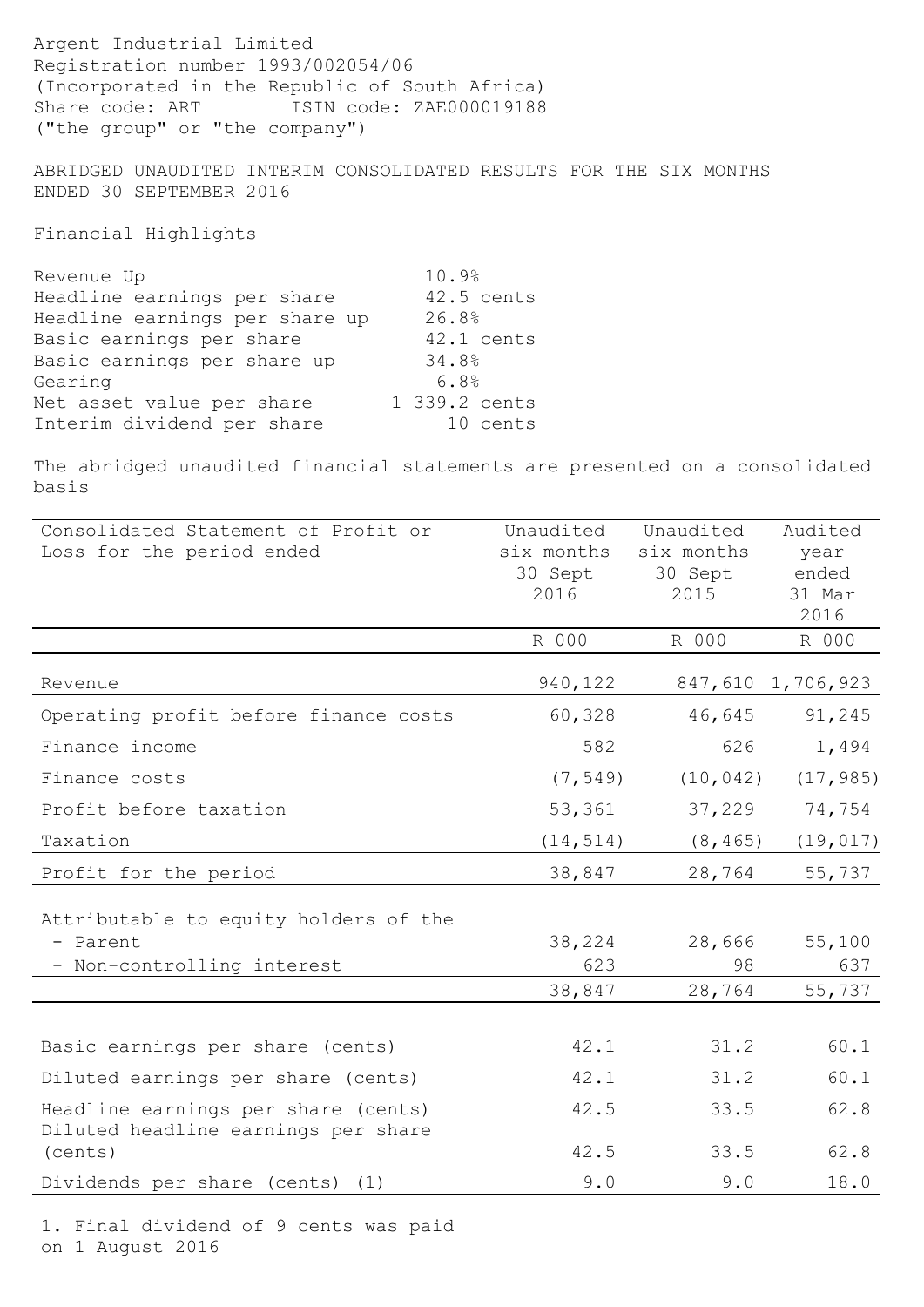Argent Industrial Limited
Registration number 1993/002054/06
(Incorporated in the Republic of South Africa)
Share code: ART ISIN code: ZAE000019188
("the group" or "the company")

ABRIDGED UNAUDITED INTERIM CONSOLIDATED RESULTS FOR THE SIX MONTHS ENDED 30 SEPTEMBER 2016

Financial Highlights

| | |
|---|---|
| Revenue Up | 10.9% |
| Headline earnings per share | 42.5 cents |
| Headline earnings per share up | 26.8% |
| Basic earnings per share | 42.1 cents |
| Basic earnings per share up | 34.8% |
| Gearing | 6.8% |
| Net asset value per share | 1 339.2 cents |
| Interim dividend per share | 10 cents |

The abridged unaudited financial statements are presented on a consolidated basis

| Consolidated Statement of Profit or Loss for the period ended | Unaudited six months 30 Sept 2016 | Unaudited six months 30 Sept 2015 | Audited year ended 31 Mar 2016 |
|---|---|---|---|
| | R 000 | R 000 | R 000 |
| Revenue | 940,122 | 847,610 | 1,706,923 |
| Operating profit before finance costs | 60,328 | 46,645 | 91,245 |
| Finance income | 582 | 626 | 1,494 |
| Finance costs | (7,549) | (10,042) | (17,985) |
| Profit before taxation | 53,361 | 37,229 | 74,754 |
| Taxation | (14,514) | (8,465) | (19,017) |
| Profit for the period | 38,847 | 28,764 | 55,737 |
| Attributable to equity holders of the | | | |
| - Parent | 38,224 | 28,666 | 55,100 |
| - Non-controlling interest | 623 | 98 | 637 |
| | 38,847 | 28,764 | 55,737 |
| Basic earnings per share (cents) | 42.1 | 31.2 | 60.1 |
| Diluted earnings per share (cents) | 42.1 | 31.2 | 60.1 |
| Headline earnings per share (cents) | 42.5 | 33.5 | 62.8 |
| Diluted headline earnings per share (cents) | 42.5 | 33.5 | 62.8 |
| Dividends per share (cents) (1) | 9.0 | 9.0 | 18.0 |

1. Final dividend of 9 cents was paid on 1 August 2016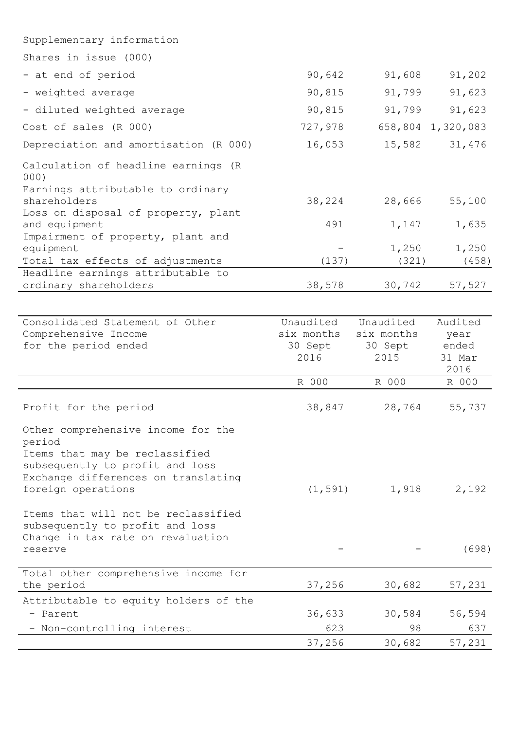| Supplementary information | | | |
|---|---|---|---|
| Shares in issue (000) | | | |
| - at end of period | 90,642 | 91,608 | 91,202 |
| - weighted average | 90,815 | 91,799 | 91,623 |
| - diluted weighted average | 90,815 | 91,799 | 91,623 |
| Cost of sales (R 000) | 727,978 | 658,804 | 1,320,083 |
| Depreciation and amortisation (R 000) | 16,053 | 15,582 | 31,476 |
| Calculation of headline earnings (R 000) | | | |
| Earnings attributable to ordinary shareholders | 38,224 | 28,666 | 55,100 |
| Loss on disposal of property, plant and equipment | 491 | 1,147 | 1,635 |
| Impairment of property, plant and equipment | - | 1,250 | 1,250 |
| Total tax effects of adjustments | (137) | (321) | (458) |
| Headline earnings attributable to ordinary shareholders | 38,578 | 30,742 | 57,527 |

| Consolidated Statement of Other Comprehensive Income for the period ended | Unaudited six months 30 Sept 2016 | Unaudited six months 30 Sept 2015 | Audited year ended 31 Mar 2016 |
|---|---|---|---|
| | R 000 | R 000 | R 000 |
| Profit for the period | 38,847 | 28,764 | 55,737 |
| Other comprehensive income for the period | | | |
| Items that may be reclassified subsequently to profit and loss | | | |
| Exchange differences on translating foreign operations | (1,591) | 1,918 | 2,192 |
| Items that will not be reclassified subsequently to profit and loss | | | |
| Change in tax rate on revaluation reserve | - | - | (698) |
| Total other comprehensive income for the period | 37,256 | 30,682 | 57,231 |
| Attributable to equity holders of the | | | |
| - Parent | 36,633 | 30,584 | 56,594 |
| - Non-controlling interest | 623 | 98 | 637 |
| | 37,256 | 30,682 | 57,231 |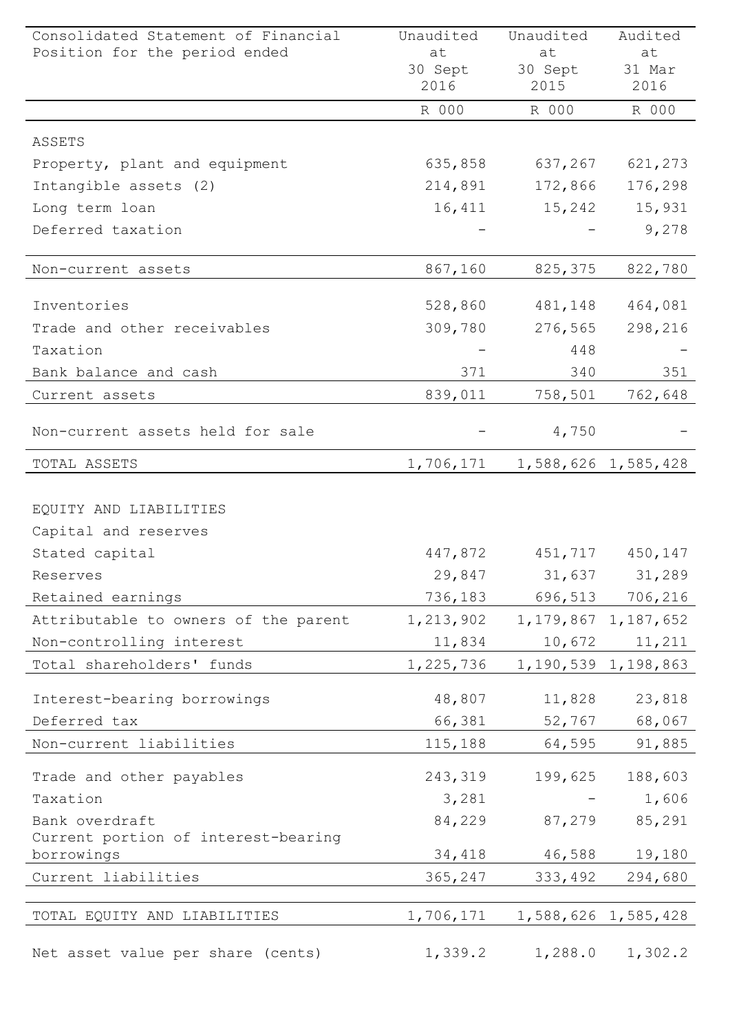| Consolidated Statement of Financial Position for the period ended | Unaudited at 30 Sept 2016 | Unaudited at 30 Sept 2015 | Audited at 31 Mar 2016 |
|---|---|---|---|
| | R 000 | R 000 | R 000 |
| ASSETS | | | |
| Property, plant and equipment | 635,858 | 637,267 | 621,273 |
| Intangible assets (2) | 214,891 | 172,866 | 176,298 |
| Long term loan | 16,411 | 15,242 | 15,931 |
| Deferred taxation | - | - | 9,278 |
| Non-current assets | 867,160 | 825,375 | 822,780 |
| Inventories | 528,860 | 481,148 | 464,081 |
| Trade and other receivables | 309,780 | 276,565 | 298,216 |
| Taxation | - | 448 | - |
| Bank balance and cash | 371 | 340 | 351 |
| Current assets | 839,011 | 758,501 | 762,648 |
| Non-current assets held for sale | - | 4,750 | - |
| TOTAL ASSETS | 1,706,171 | 1,588,626 | 1,585,428 |
| EQUITY AND LIABILITIES | | | |
| Capital and reserves | | | |
| Stated capital | 447,872 | 451,717 | 450,147 |
| Reserves | 29,847 | 31,637 | 31,289 |
| Retained earnings | 736,183 | 696,513 | 706,216 |
| Attributable to owners of the parent | 1,213,902 | 1,179,867 | 1,187,652 |
| Non-controlling interest | 11,834 | 10,672 | 11,211 |
| Total shareholders' funds | 1,225,736 | 1,190,539 | 1,198,863 |
| Interest-bearing borrowings | 48,807 | 11,828 | 23,818 |
| Deferred tax | 66,381 | 52,767 | 68,067 |
| Non-current liabilities | 115,188 | 64,595 | 91,885 |
| Trade and other payables | 243,319 | 199,625 | 188,603 |
| Taxation | 3,281 | - | 1,606 |
| Bank overdraft | 84,229 | 87,279 | 85,291 |
| Current portion of interest-bearing borrowings | 34,418 | 46,588 | 19,180 |
| Current liabilities | 365,247 | 333,492 | 294,680 |
| TOTAL EQUITY AND LIABILITIES | 1,706,171 | 1,588,626 | 1,585,428 |
| Net asset value per share (cents) | 1,339.2 | 1,288.0 | 1,302.2 |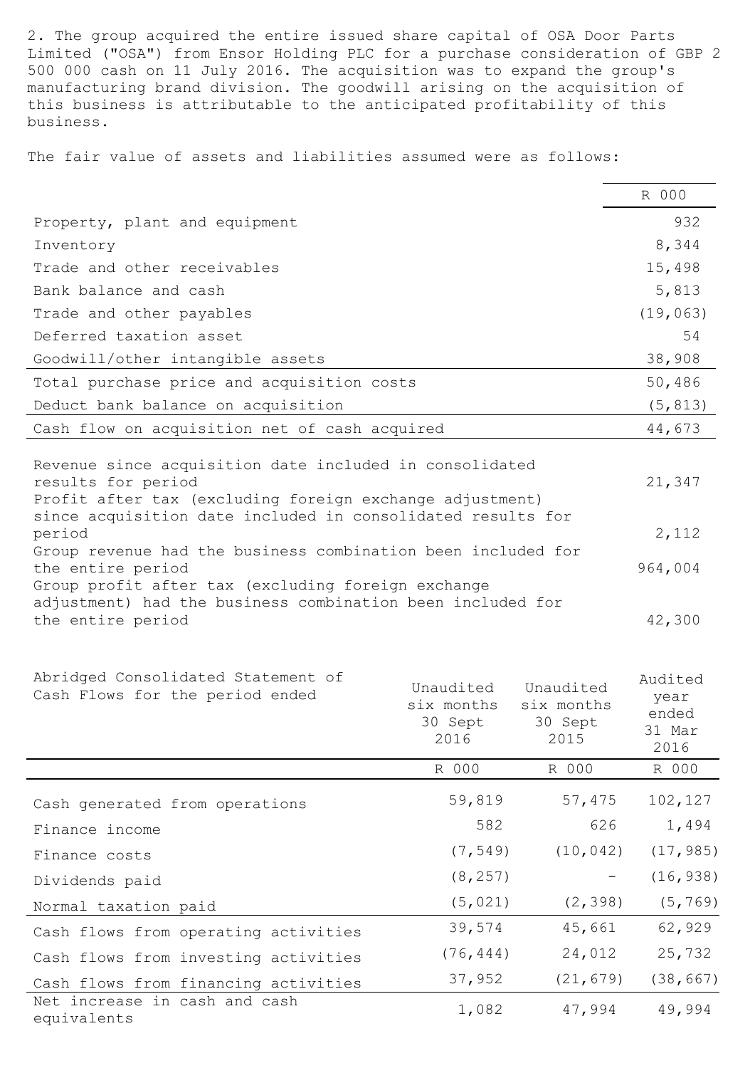2. The group acquired the entire issued share capital of OSA Door Parts Limited ("OSA") from Ensor Holding PLC for a purchase consideration of GBP 2 500 000 cash on 11 July 2016. The acquisition was to expand the group's manufacturing brand division. The goodwill arising on the acquisition of this business is attributable to the anticipated profitability of this business.

The fair value of assets and liabilities assumed were as follows:

| | R 000 |
|---|---|
| Property, plant and equipment | 932 |
| Inventory | 8,344 |
| Trade and other receivables | 15,498 |
| Bank balance and cash | 5,813 |
| Trade and other payables | (19,063) |
| Deferred taxation asset | 54 |
| Goodwill/other intangible assets | 38,908 |
| Total purchase price and acquisition costs | 50,486 |
| Deduct bank balance on acquisition | (5,813) |
| Cash flow on acquisition net of cash acquired | 44,673 |

| | |
|---|---|
| Revenue since acquisition date included in consolidated results for period | 21,347 |
| Profit after tax (excluding foreign exchange adjustment) since acquisition date included in consolidated results for period | 2,112 |
| Group revenue had the business combination been included for the entire period | 964,004 |
| Group profit after tax (excluding foreign exchange adjustment) had the business combination been included for the entire period | 42,300 |

| Abridged Consolidated Statement of Cash Flows for the period ended | Unaudited six months 30 Sept 2016 | Unaudited six months 30 Sept 2015 | Audited year ended 31 Mar 2016 |
|---|---|---|---|
| | R 000 | R 000 | R 000 |
| Cash generated from operations | 59,819 | 57,475 | 102,127 |
| Finance income | 582 | 626 | 1,494 |
| Finance costs | (7,549) | (10,042) | (17,985) |
| Dividends paid | (8,257) | - | (16,938) |
| Normal taxation paid | (5,021) | (2,398) | (5,769) |
| Cash flows from operating activities | 39,574 | 45,661 | 62,929 |
| Cash flows from investing activities | (76,444) | 24,012 | 25,732 |
| Cash flows from financing activities | 37,952 | (21,679) | (38,667) |
| Net increase in cash and cash equivalents | 1,082 | 47,994 | 49,994 |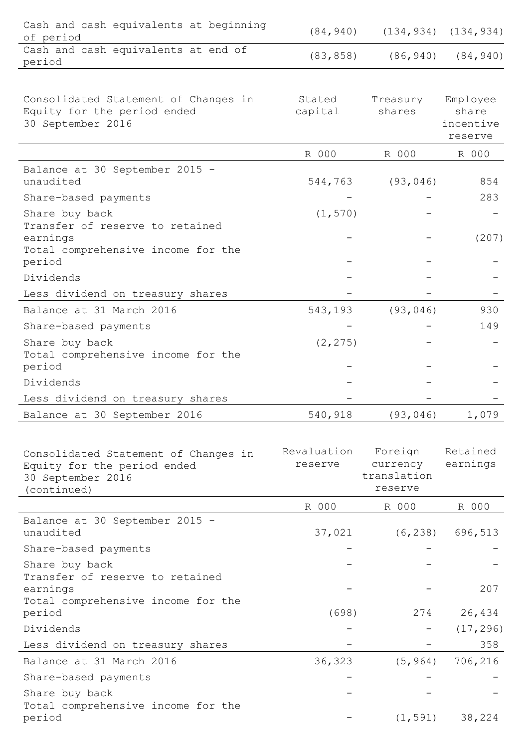| | | | |
|---|---|---|---|
| Cash and cash equivalents at beginning of period | (84,940) | (134,934) | (134,934) |
| Cash and cash equivalents at end of period | (83,858) | (86,940) | (84,940) |

| Consolidated Statement of Changes in Equity for the period ended 30 September 2016 | Stated capital | Treasury shares | Employee share incentive reserve |
|---|---|---|---|
| | R 000 | R 000 | R 000 |
| Balance at 30 September 2015 - unaudited | 544,763 | (93,046) | 854 |
| Share-based payments | - | - | 283 |
| Share buy back | (1,570) | - | - |
| Transfer of reserve to retained earnings | - | - | (207) |
| Total comprehensive income for the period | - | - | - |
| Dividends | - | - | - |
| Less dividend on treasury shares | - | - | - |
| Balance at 31 March 2016 | 543,193 | (93,046) | 930 |
| Share-based payments | - | - | 149 |
| Share buy back | (2,275) | - | - |
| Total comprehensive income for the period | - | - | - |
| Dividends | - | - | - |
| Less dividend on treasury shares | - | - | - |
| Balance at 30 September 2016 | 540,918 | (93,046) | 1,079 |

| Consolidated Statement of Changes in Equity for the period ended 30 September 2016 (continued) | Revaluation reserve | Foreign currency translation reserve | Retained earnings |
|---|---|---|---|
| | R 000 | R 000 | R 000 |
| Balance at 30 September 2015 - unaudited | 37,021 | (6,238) | 696,513 |
| Share-based payments | - | - | - |
| Share buy back | - | - | - |
| Transfer of reserve to retained earnings | - | - | 207 |
| Total comprehensive income for the period | (698) | 274 | 26,434 |
| Dividends | - | - | (17,296) |
| Less dividend on treasury shares | - | - | 358 |
| Balance at 31 March 2016 | 36,323 | (5,964) | 706,216 |
| Share-based payments | - | - | - |
| Share buy back | - | - | - |
| Total comprehensive income for the period | - | (1,591) | 38,224 |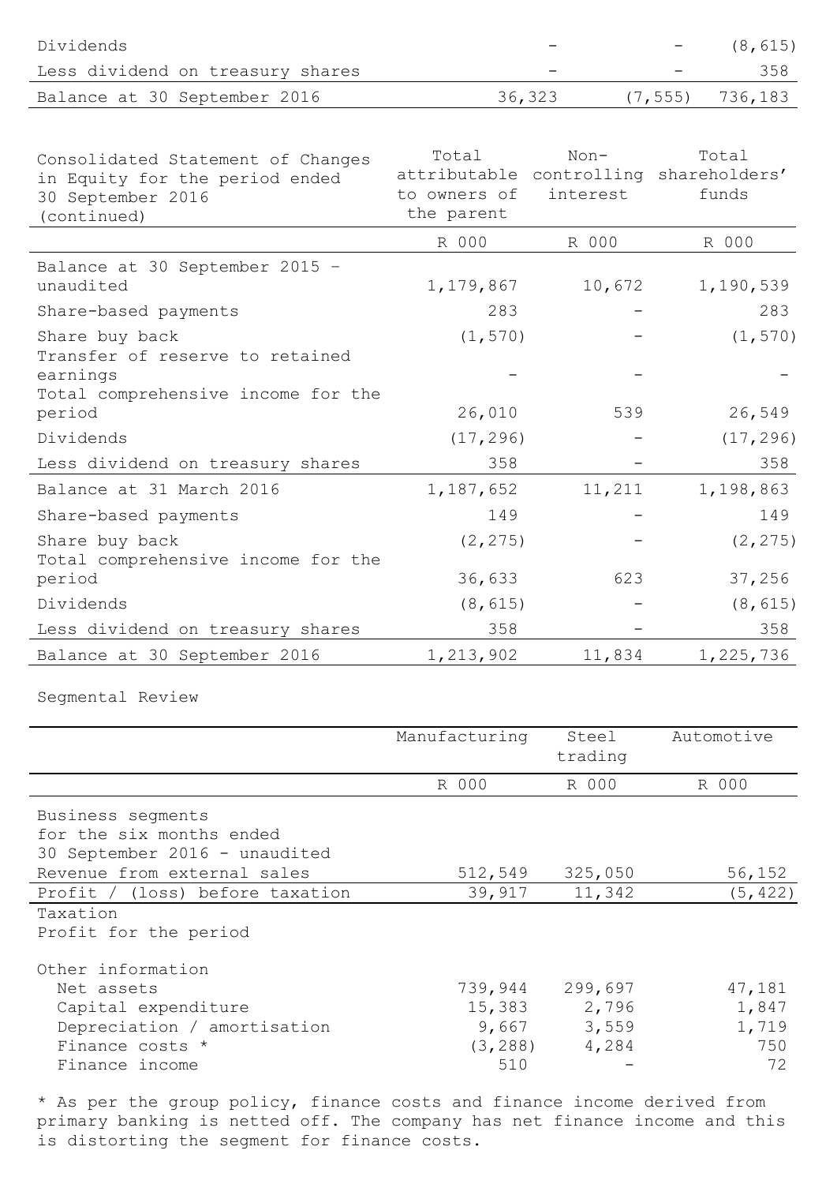| | | | |
|---|---|---|---|
| Dividends | - | - | (8,615) |
| Less dividend on treasury shares | - | - | 358 |
| Balance at 30 September 2016 | 36,323 | (7,555) | 736,183 |

| Consolidated Statement of Changes in Equity for the period ended 30 September 2016 (continued) | Total attributable to owners of the parent | Non-controlling interest | Total shareholders' funds |
|---|---|---|---|
| | R 000 | R 000 | R 000 |
| Balance at 30 September 2015 - unaudited | 1,179,867 | 10,672 | 1,190,539 |
| Share-based payments | 283 | - | 283 |
| Share buy back | (1,570) | - | (1,570) |
| Transfer of reserve to retained earnings | - | - | - |
| Total comprehensive income for the period | 26,010 | 539 | 26,549 |
| Dividends | (17,296) | - | (17,296) |
| Less dividend on treasury shares | 358 | - | 358 |
| Balance at 31 March 2016 | 1,187,652 | 11,211 | 1,198,863 |
| Share-based payments | 149 | - | 149 |
| Share buy back | (2,275) | - | (2,275) |
| Total comprehensive income for the period | 36,633 | 623 | 37,256 |
| Dividends | (8,615) | - | (8,615) |
| Less dividend on treasury shares | 358 | - | 358 |
| Balance at 30 September 2016 | 1,213,902 | 11,834 | 1,225,736 |

Segmental Review

| | Manufacturing | Steel trading | Automotive |
|---|---|---|---|
| | R 000 | R 000 | R 000 |
| Business segments for the six months ended 30 September 2016 - unaudited | | | |
| Revenue from external sales | 512,549 | 325,050 | 56,152 |
| Profit / (loss) before taxation | 39,917 | 11,342 | (5,422) |
| Taxation | | | |
| Profit for the period | | | |
| Other information | | | |
| Net assets | 739,944 | 299,697 | 47,181 |
| Capital expenditure | 15,383 | 2,796 | 1,847 |
| Depreciation / amortisation | 9,667 | 3,559 | 1,719 |
| Finance costs * | (3,288) | 4,284 | 750 |
| Finance income | 510 | - | 72 |

* As per the group policy, finance costs and finance income derived from primary banking is netted off. The company has net finance income and this is distorting the segment for finance costs.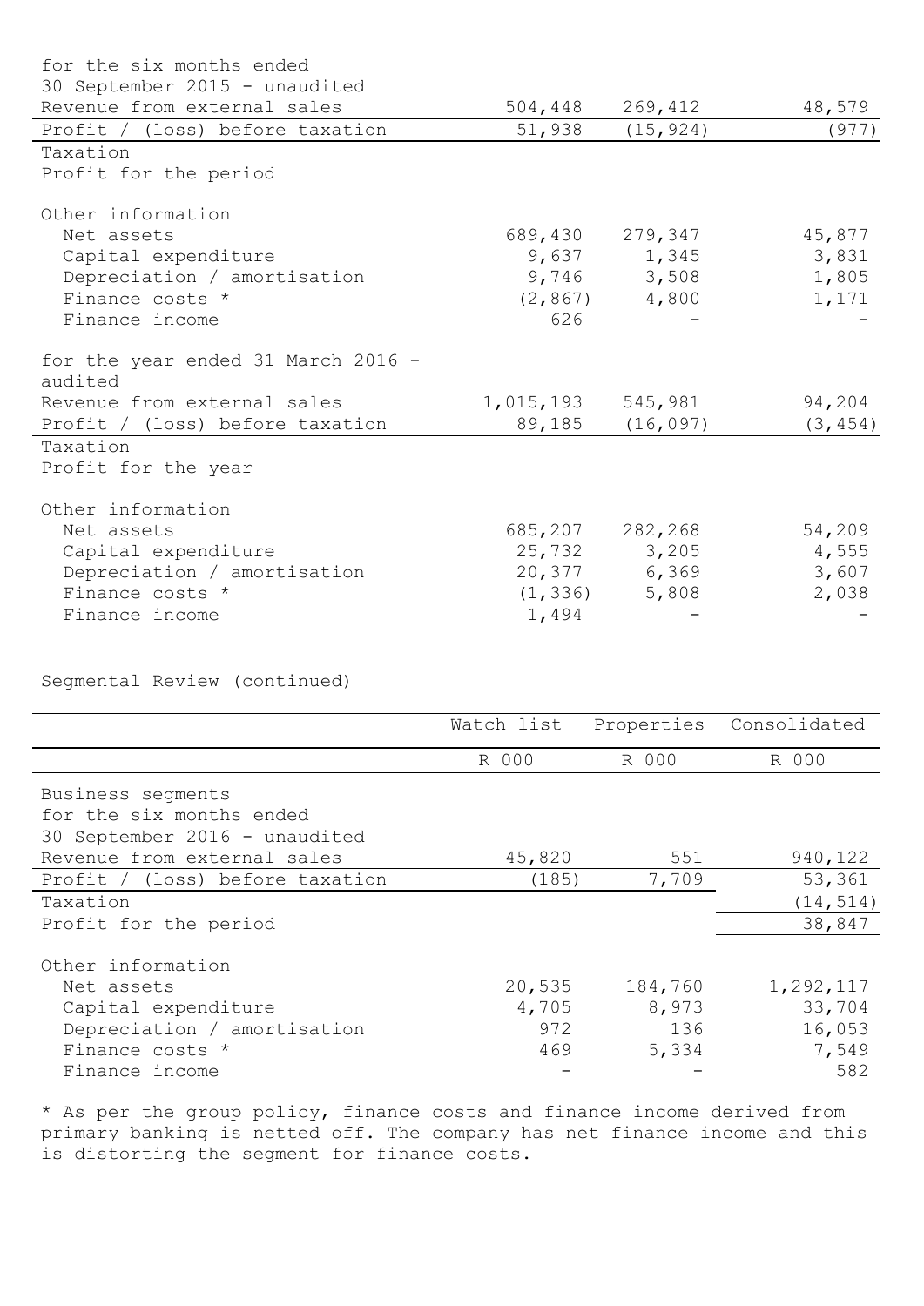| | | | |
|---|---|---|---|
| for the six months ended 30 September 2015 - unaudited | | | |
| Revenue from external sales | 504,448 | 269,412 | 48,579 |
| Profit / (loss) before taxation | 51,938 | (15,924) | (977) |
| Taxation | | | |
| Profit for the period | | | |
| Other information | | | |
| Net assets | 689,430 | 279,347 | 45,877 |
| Capital expenditure | 9,637 | 1,345 | 3,831 |
| Depreciation / amortisation | 9,746 | 3,508 | 1,805 |
| Finance costs * | (2,867) | 4,800 | 1,171 |
| Finance income | 626 | - | - |
| for the year ended 31 March 2016 - audited | | | |
| Revenue from external sales | 1,015,193 | 545,981 | 94,204 |
| Profit / (loss) before taxation | 89,185 | (16,097) | (3,454) |
| Taxation | | | |
| Profit for the year | | | |
| Other information | | | |
| Net assets | 685,207 | 282,268 | 54,209 |
| Capital expenditure | 25,732 | 3,205 | 4,555 |
| Depreciation / amortisation | 20,377 | 6,369 | 3,607 |
| Finance costs * | (1,336) | 5,808 | 2,038 |
| Finance income | 1,494 | - | - |

Segmental Review (continued)

| | Watch list | Properties | Consolidated |
|---|---|---|---|
| | R 000 | R 000 | R 000 |
| Business segments for the six months ended 30 September 2016 - unaudited | | | |
| Revenue from external sales | 45,820 | 551 | 940,122 |
| Profit / (loss) before taxation | (185) | 7,709 | 53,361 |
| Taxation | | | (14,514) |
| Profit for the period | | | 38,847 |
| Other information | | | |
| Net assets | 20,535 | 184,760 | 1,292,117 |
| Capital expenditure | 4,705 | 8,973 | 33,704 |
| Depreciation / amortisation | 972 | 136 | 16,053 |
| Finance costs * | 469 | 5,334 | 7,549 |
| Finance income | - | - | 582 |

* As per the group policy, finance costs and finance income derived from primary banking is netted off. The company has net finance income and this is distorting the segment for finance costs.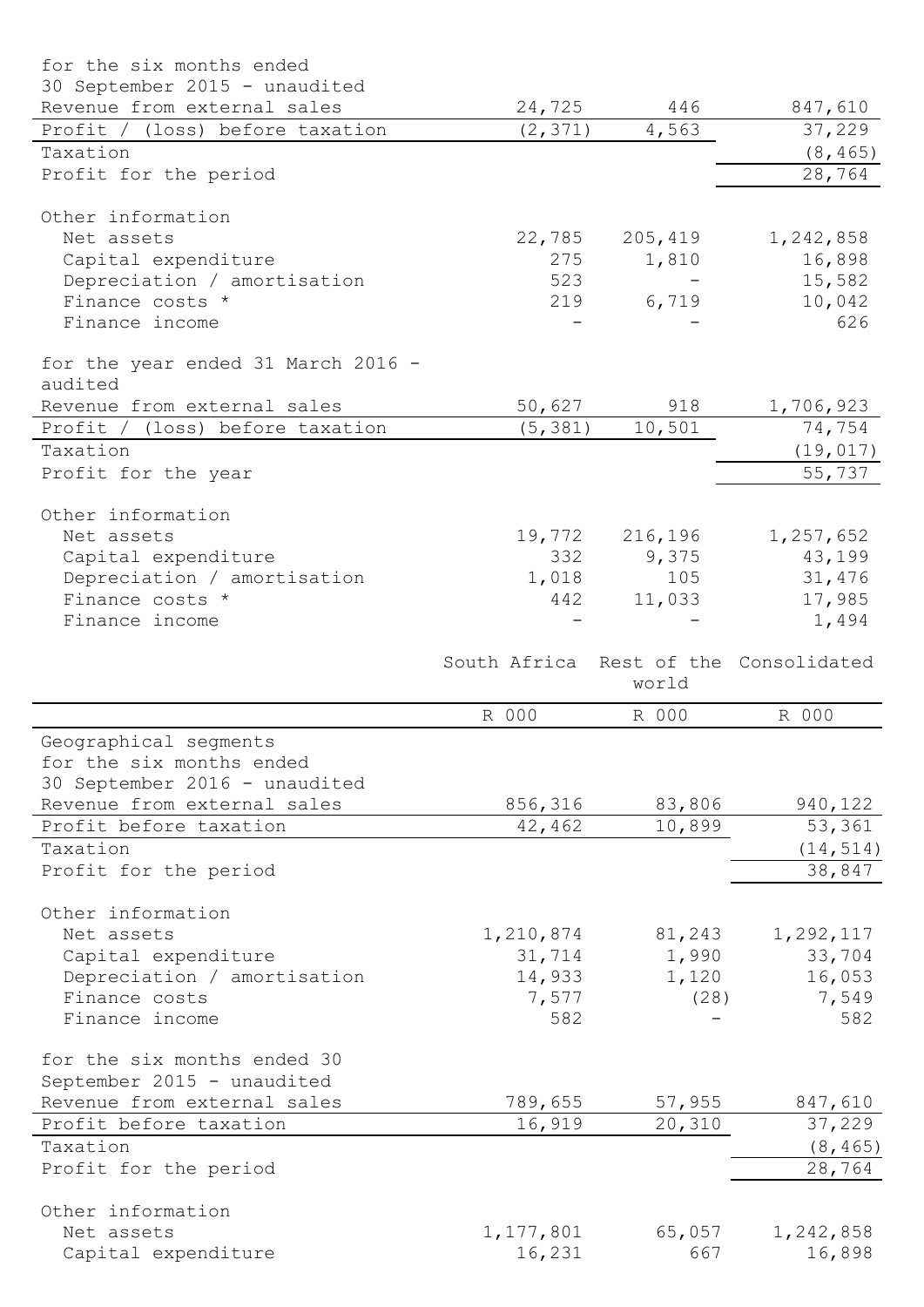| | | | |
|---|---|---|---|
| for the six months ended 30 September 2015 - unaudited | | | |
| Revenue from external sales | 24,725 | 446 | 847,610 |
| Profit / (loss) before taxation | (2,371) | 4,563 | 37,229 |
| Taxation | | | (8,465) |
| Profit for the period | | | 28,764 |
| | | | |
| Other information | | | |
| Net assets | 22,785 | 205,419 | 1,242,858 |
| Capital expenditure | 275 | 1,810 | 16,898 |
| Depreciation / amortisation | 523 | - | 15,582 |
| Finance costs * | 219 | 6,719 | 10,042 |
| Finance income | - | - | 626 |
| | | | |
| for the year ended 31 March 2016 - audited | | | |
| Revenue from external sales | 50,627 | 918 | 1,706,923 |
| Profit / (loss) before taxation | (5,381) | 10,501 | 74,754 |
| Taxation | | | (19,017) |
| Profit for the year | | | 55,737 |
| | | | |
| Other information | | | |
| Net assets | 19,772 | 216,196 | 1,257,652 |
| Capital expenditure | 332 | 9,375 | 43,199 |
| Depreciation / amortisation | 1,018 | 105 | 31,476 |
| Finance costs * | 442 | 11,033 | 17,985 |
| Finance income | - | - | 1,494 |

| | South Africa | Rest of the world | Consolidated |
|---|---|---|---|
| | R 000 | R 000 | R 000 |
| Geographical segments for the six months ended 30 September 2016 - unaudited | | | |
| Revenue from external sales | 856,316 | 83,806 | 940,122 |
| Profit before taxation | 42,462 | 10,899 | 53,361 |
| Taxation | | | (14,514) |
| Profit for the period | | | 38,847 |
| | | | |
| Other information | | | |
| Net assets | 1,210,874 | 81,243 | 1,292,117 |
| Capital expenditure | 31,714 | 1,990 | 33,704 |
| Depreciation / amortisation | 14,933 | 1,120 | 16,053 |
| Finance costs | 7,577 | (28) | 7,549 |
| Finance income | 582 | - | 582 |
| | | | |
| for the six months ended 30 September 2015 - unaudited | | | |
| Revenue from external sales | 789,655 | 57,955 | 847,610 |
| Profit before taxation | 16,919 | 20,310 | 37,229 |
| Taxation | | | (8,465) |
| Profit for the period | | | 28,764 |
| | | | |
| Other information | | | |
| Net assets | 1,177,801 | 65,057 | 1,242,858 |
| Capital expenditure | 16,231 | 667 | 16,898 |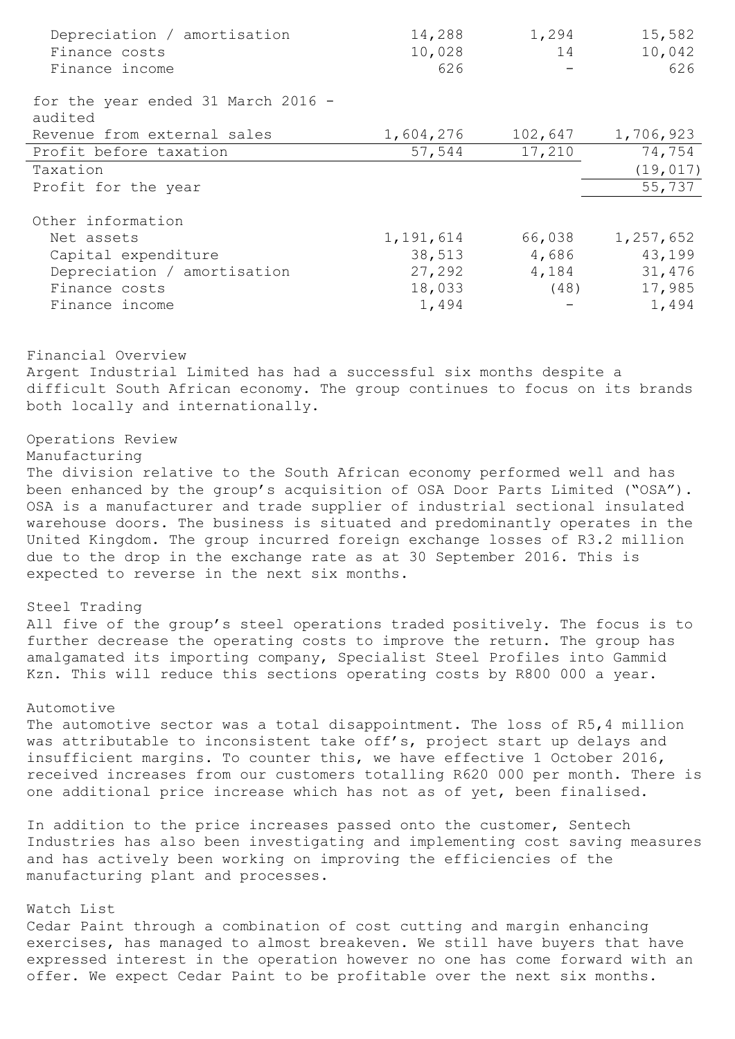| | | | |
|---|---|---|---|
| Depreciation / amortisation | 14,288 | 1,294 | 15,582 |
| Finance costs | 10,028 | 14 | 10,042 |
| Finance income | 626 | - | 626 |
| | | | |
| for the year ended 31 March 2016 - audited | | | |
| Revenue from external sales | 1,604,276 | 102,647 | 1,706,923 |
| Profit before taxation | 57,544 | 17,210 | 74,754 |
| Taxation | | | (19,017) |
| Profit for the year | | | 55,737 |
| | | | |
| Other information | | | |
| Net assets | 1,191,614 | 66,038 | 1,257,652 |
| Capital expenditure | 38,513 | 4,686 | 43,199 |
| Depreciation / amortisation | 27,292 | 4,184 | 31,476 |
| Finance costs | 18,033 | (48) | 17,985 |
| Finance income | 1,494 | - | 1,494 |

## Financial Overview

Argent Industrial Limited has had a successful six months despite a difficult South African economy. The group continues to focus on its brands both locally and internationally.

## Operations Review

### Manufacturing

The division relative to the South African economy performed well and has been enhanced by the group's acquisition of OSA Door Parts Limited ("OSA"). OSA is a manufacturer and trade supplier of industrial sectional insulated warehouse doors. The business is situated and predominantly operates in the United Kingdom. The group incurred foreign exchange losses of R3.2 million due to the drop in the exchange rate as at 30 September 2016. This is expected to reverse in the next six months.

### Steel Trading

All five of the group's steel operations traded positively. The focus is to further decrease the operating costs to improve the return. The group has amalgamated its importing company, Specialist Steel Profiles into Gammid Kzn. This will reduce this sections operating costs by R800 000 a year.

### Automotive

The automotive sector was a total disappointment. The loss of R5,4 million was attributable to inconsistent take off's, project start up delays and insufficient margins. To counter this, we have effective 1 October 2016, received increases from our customers totalling R620 000 per month. There is one additional price increase which has not as of yet, been finalised.

In addition to the price increases passed onto the customer, Sentech Industries has also been investigating and implementing cost saving measures and has actively been working on improving the efficiencies of the manufacturing plant and processes.

### Watch List

Cedar Paint through a combination of cost cutting and margin enhancing exercises, has managed to almost breakeven. We still have buyers that have expressed interest in the operation however no one has come forward with an offer. We expect Cedar Paint to be profitable over the next six months.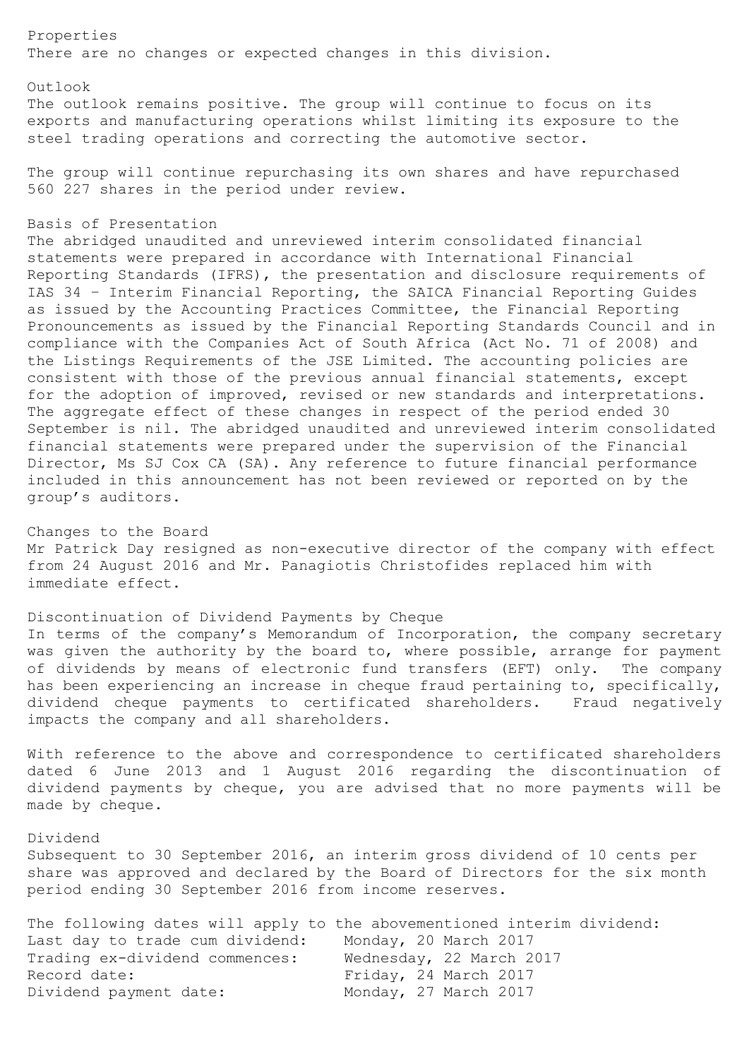## Properties

There are no changes or expected changes in this division.

## Outlook

The outlook remains positive. The group will continue to focus on its exports and manufacturing operations whilst limiting its exposure to the steel trading operations and correcting the automotive sector.

The group will continue repurchasing its own shares and have repurchased 560 227 shares in the period under review.

## Basis of Presentation

The abridged unaudited and unreviewed interim consolidated financial statements were prepared in accordance with International Financial Reporting Standards (IFRS), the presentation and disclosure requirements of IAS 34 – Interim Financial Reporting, the SAICA Financial Reporting Guides as issued by the Accounting Practices Committee, the Financial Reporting Pronouncements as issued by the Financial Reporting Standards Council and in compliance with the Companies Act of South Africa (Act No. 71 of 2008) and the Listings Requirements of the JSE Limited. The accounting policies are consistent with those of the previous annual financial statements, except for the adoption of improved, revised or new standards and interpretations. The aggregate effect of these changes in respect of the period ended 30 September is nil. The abridged unaudited and unreviewed interim consolidated financial statements were prepared under the supervision of the Financial Director, Ms SJ Cox CA (SA). Any reference to future financial performance included in this announcement has not been reviewed or reported on by the group's auditors.

## Changes to the Board

Mr Patrick Day resigned as non-executive director of the company with effect from 24 August 2016 and Mr. Panagiotis Christofides replaced him with immediate effect.

## Discontinuation of Dividend Payments by Cheque

In terms of the company's Memorandum of Incorporation, the company secretary was given the authority by the board to, where possible, arrange for payment of dividends by means of electronic fund transfers (EFT) only. The company has been experiencing an increase in cheque fraud pertaining to, specifically, dividend cheque payments to certificated shareholders. Fraud negatively impacts the company and all shareholders.

With reference to the above and correspondence to certificated shareholders dated 6 June 2013 and 1 August 2016 regarding the discontinuation of dividend payments by cheque, you are advised that no more payments will be made by cheque.

## Dividend

Subsequent to 30 September 2016, an interim gross dividend of 10 cents per share was approved and declared by the Board of Directors for the six month period ending 30 September 2016 from income reserves.

The following dates will apply to the abovementioned interim dividend:

| | |
|---|---|
| Last day to trade cum dividend: | Monday, 20 March 2017 |
| Trading ex-dividend commences: | Wednesday, 22 March 2017 |
| Record date: | Friday, 24 March 2017 |
| Dividend payment date: | Monday, 27 March 2017 |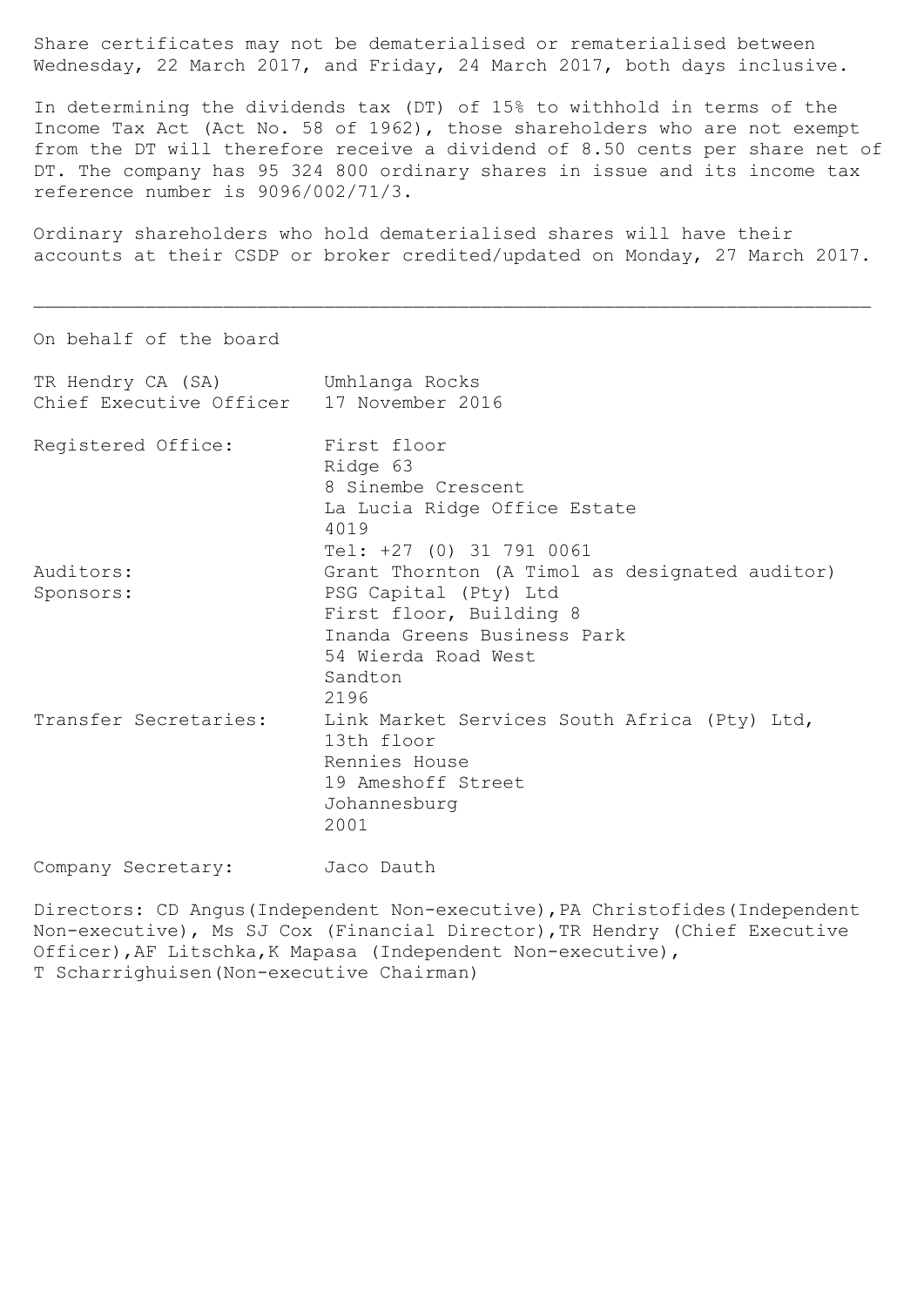Share certificates may not be dematerialised or rematerialised between Wednesday, 22 March 2017, and Friday, 24 March 2017, both days inclusive.

In determining the dividends tax (DT) of 15% to withhold in terms of the Income Tax Act (Act No. 58 of 1962), those shareholders who are not exempt from the DT will therefore receive a dividend of 8.50 cents per share net of DT. The company has 95 324 800 ordinary shares in issue and its income tax reference number is 9096/002/71/3.

Ordinary shareholders who hold dematerialised shares will have their accounts at their CSDP or broker credited/updated on Monday, 27 March 2017.

---

On behalf of the board

TR Hendry CA (SA) Umhlanga Rocks
Chief Executive Officer 17 November 2016

| | |
|---|---|
| Registered Office: | First floor<br>Ridge 63<br>8 Sinembe Crescent<br>La Lucia Ridge Office Estate<br>4019<br>Tel: +27 (0) 31 791 0061 |
| Auditors: | Grant Thornton (A Timol as designated auditor) |
| Sponsors: | PSG Capital (Pty) Ltd<br>First floor, Building 8<br>Inanda Greens Business Park<br>54 Wierda Road West<br>Sandton<br>2196 |
| Transfer Secretaries: | Link Market Services South Africa (Pty) Ltd,<br>13th floor<br>Rennies House<br>19 Ameshoff Street<br>Johannesburg<br>2001 |
| Company Secretary: | Jaco Dauth |

Directors: CD Angus(Independent Non-executive),PA Christofides(Independent Non-executive), Ms SJ Cox (Financial Director),TR Hendry (Chief Executive Officer),AF Litschka,K Mapasa (Independent Non-executive), T Scharrighuisen(Non-executive Chairman)